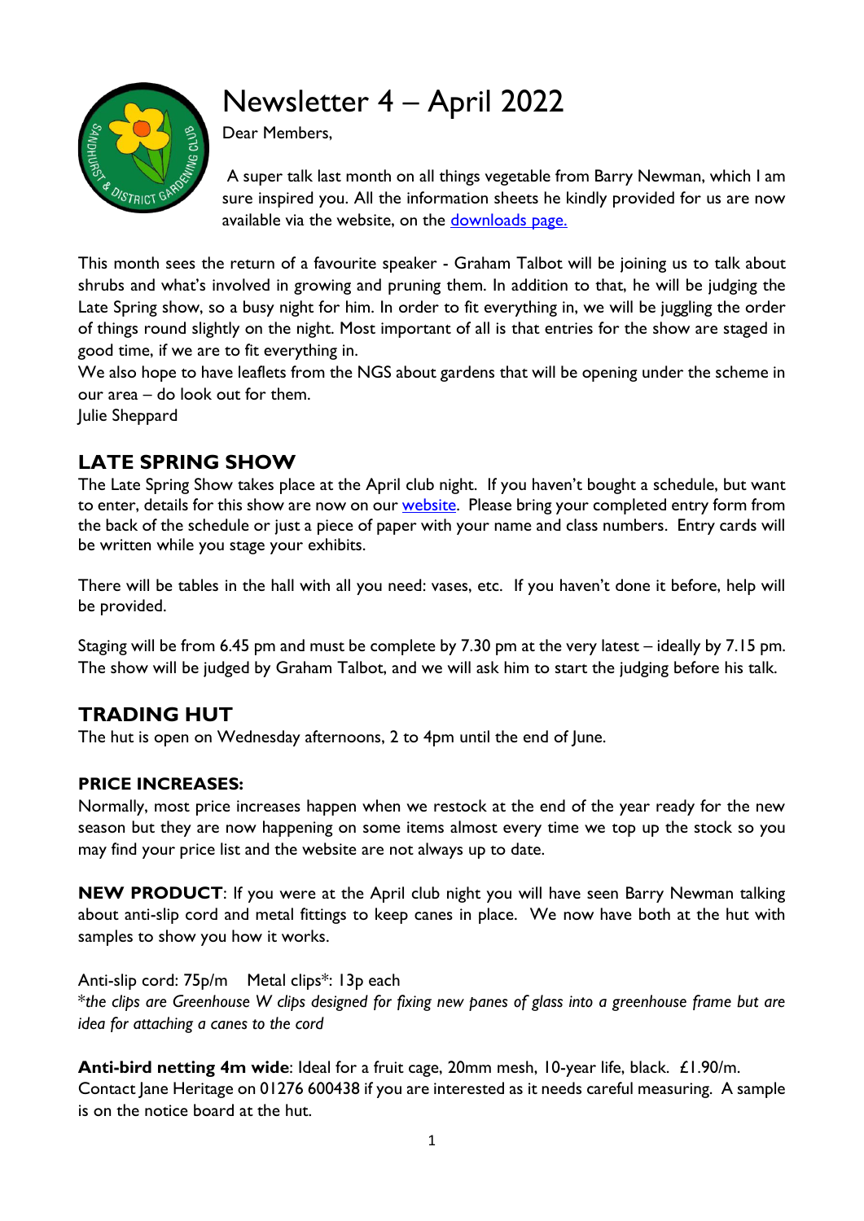# Newsletter 4 – April 2022

Dear Members,

A super talk last month on all things vegetable from Barry Newman, which I am sure inspired you. All the information sheets he kindly provided for us are now available via the website, on the downloads page.

This month sees the return of a favourite speaker - Graham Talbot will be joining us to talk about shrubs and what's involved in growing and pruning them. In addition to that, he will be judging the Late Spring show, so a busy night for him. In order to fit everything in, we will be juggling the order of things round slightly on the night. Most important of all is that entries for the show are staged in good time, if we are to fit everything in.

We also hope to have leaflets from the NGS about gardens that will be opening under the scheme in our area – do look out for them.

Julie Sheppard

## LATE SPRING SHOW

The Late Spring Show takes place at the April club night. If you haven't bought a schedule, but want to enter, details for this show are now on our website. Please bring your completed entry form from the back of the schedule or just a piece of paper with your name and class numbers. Entry cards will be written while you stage your exhibits.

There will be tables in the hall with all you need: vases, etc. If you haven't done it before, help will be provided.

Staging will be from 6.45 pm and must be complete by 7.30 pm at the very latest – ideally by 7.15 pm. The show will be judged by Graham Talbot, and we will ask him to start the judging before his talk.

## TRADING HUT

The hut is open on Wednesday afternoons, 2 to 4pm until the end of June.

### PRICE INCREASES:

Normally, most price increases happen when we restock at the end of the year ready for the new season but they are now happening on some items almost every time we top up the stock so you may find your price list and the website are not always up to date.

**NEW PRODUCT**: If you were at the April club night you will have seen Barry Newman talking about anti-slip cord and metal fittings to keep canes in place. We now have both at the hut with samples to show you how it works.

Anti-slip cord: 75p/m    Metal clips*: 13p each

*\*the clips are Greenhouse W clips designed for fixing new panes of glass into a greenhouse frame but are idea for attaching a canes to the cord*

**Anti-bird netting 4m wide**: Ideal for a fruit cage, 20mm mesh, 10-year life, black. £1.90/m. Contact Jane Heritage on 01276 600438 if you are interested as it needs careful measuring. A sample is on the notice board at the hut.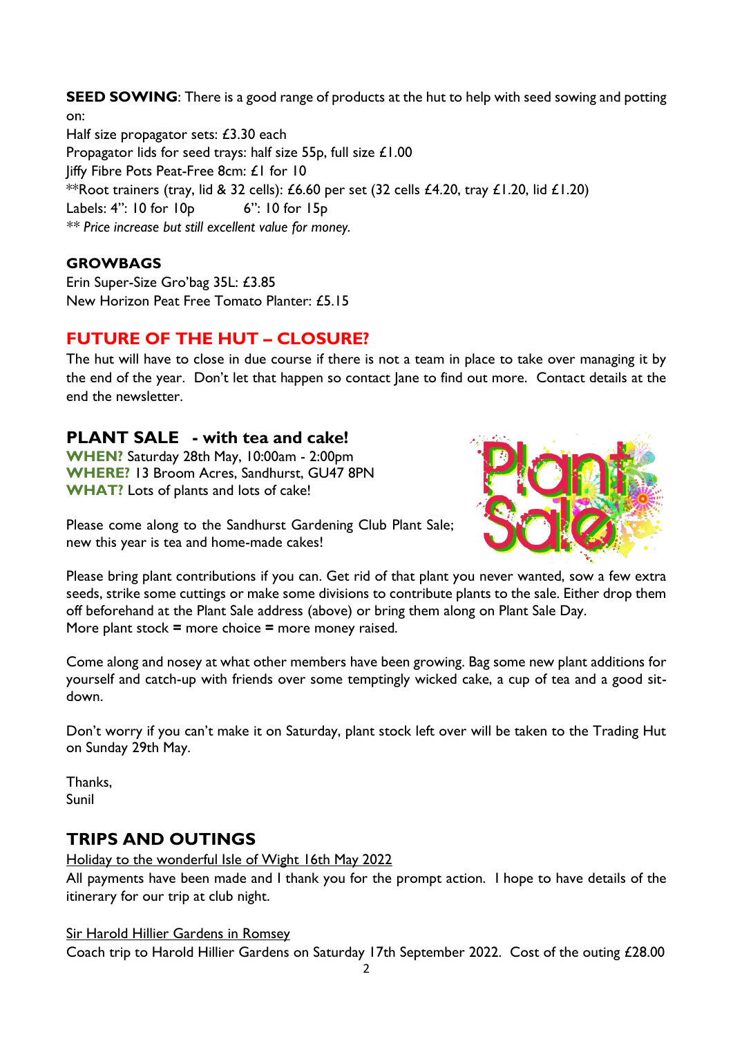**SEED SOWING**: There is a good range of products at the hut to help with seed sowing and potting on:

Half size propagator sets: £3.30 each
Propagator lids for seed trays: half size 55p, full size £1.00
Jiffy Fibre Pots Peat-Free 8cm: £1 for 10
**Root trainers (tray, lid & 32 cells): £6.60 per set (32 cells £4.20, tray £1.20, lid £1.20)
Labels: 4": 10 for 10p          6": 10 for 15p
*** Price increase but still excellent value for money.*

**GROWBAGS**

Erin Super-Size Gro'bag 35L: £3.85
New Horizon Peat Free Tomato Planter: £5.15

## FUTURE OF THE HUT – CLOSURE?

The hut will have to close in due course if there is not a team in place to take over managing it by the end of the year. Don't let that happen so contact Jane to find out more. Contact details at the end the newsletter.

## PLANT SALE - with tea and cake!

**WHEN?** Saturday 28th May, 10:00am - 2:00pm
**WHERE?** 13 Broom Acres, Sandhurst, GU47 8PN
**WHAT?** Lots of plants and lots of cake!

Please come along to the Sandhurst Gardening Club Plant Sale; new this year is tea and home-made cakes!

Please bring plant contributions if you can. Get rid of that plant you never wanted, sow a few extra seeds, strike some cuttings or make some divisions to contribute plants to the sale. Either drop them off beforehand at the Plant Sale address (above) or bring them along on Plant Sale Day.
More plant stock **=** more choice **=** more money raised.

Come along and nosey at what other members have been growing. Bag some new plant additions for yourself and catch-up with friends over some temptingly wicked cake, a cup of tea and a good sit-down.

Don't worry if you can't make it on Saturday, plant stock left over will be taken to the Trading Hut on Sunday 29th May.

Thanks,
Sunil

## TRIPS AND OUTINGS

<u>Holiday to the wonderful Isle of Wight 16th May 2022</u>

All payments have been made and I thank you for the prompt action. I hope to have details of the itinerary for our trip at club night.

<u>Sir Harold Hillier Gardens in Romsey</u>

Coach trip to Harold Hillier Gardens on Saturday 17th September 2022. Cost of the outing £28.00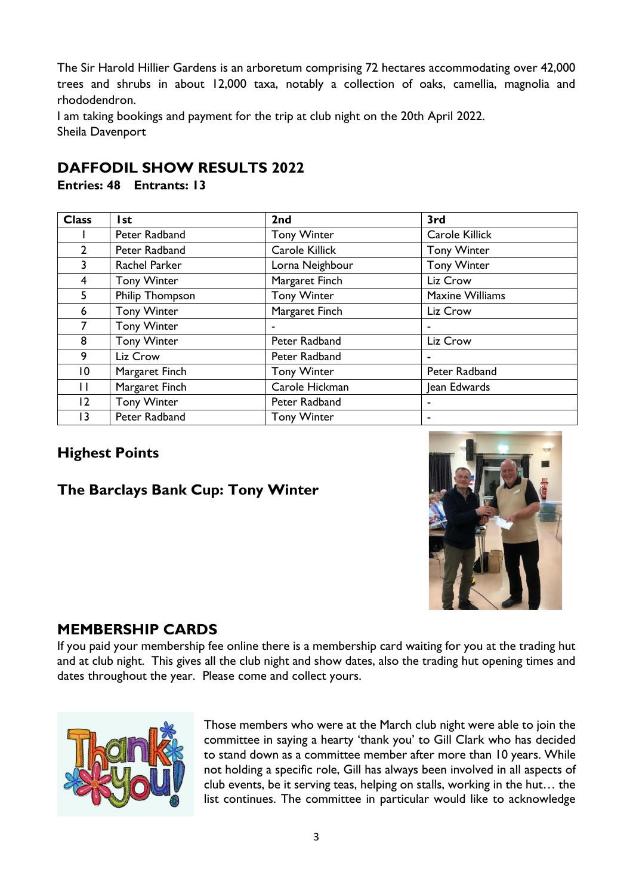The Sir Harold Hillier Gardens is an arboretum comprising 72 hectares accommodating over 42,000 trees and shrubs in about 12,000 taxa, notably a collection of oaks, camellia, magnolia and rhododendron.

I am taking bookings and payment for the trip at club night on the 20th April 2022.
Sheila Davenport

## DAFFODIL SHOW RESULTS 2022

**Entries: 48    Entrants: 13**

| Class | 1st | 2nd | 3rd |
|---|---|---|---|
| 1 | Peter Radband | Tony Winter | Carole Killick |
| 2 | Peter Radband | Carole Killick | Tony Winter |
| 3 | Rachel Parker | Lorna Neighbour | Tony Winter |
| 4 | Tony Winter | Margaret Finch | Liz Crow |
| 5 | Philip Thompson | Tony Winter | Maxine Williams |
| 6 | Tony Winter | Margaret Finch | Liz Crow |
| 7 | Tony Winter | - | - |
| 8 | Tony Winter | Peter Radband | Liz Crow |
| 9 | Liz Crow | Peter Radband | - |
| 10 | Margaret Finch | Tony Winter | Peter Radband |
| 11 | Margaret Finch | Carole Hickman | Jean Edwards |
| 12 | Tony Winter | Peter Radband | - |
| 13 | Peter Radband | Tony Winter | - |

### Highest Points

### The Barclays Bank Cup: Tony Winter

## MEMBERSHIP CARDS

If you paid your membership fee online there is a membership card waiting for you at the trading hut and at club night. This gives all the club night and show dates, also the trading hut opening times and dates throughout the year. Please come and collect yours.

Those members who were at the March club night were able to join the committee in saying a hearty 'thank you' to Gill Clark who has decided to stand down as a committee member after more than 10 years. While not holding a specific role, Gill has always been involved in all aspects of club events, be it serving teas, helping on stalls, working in the hut… the list continues. The committee in particular would like to acknowledge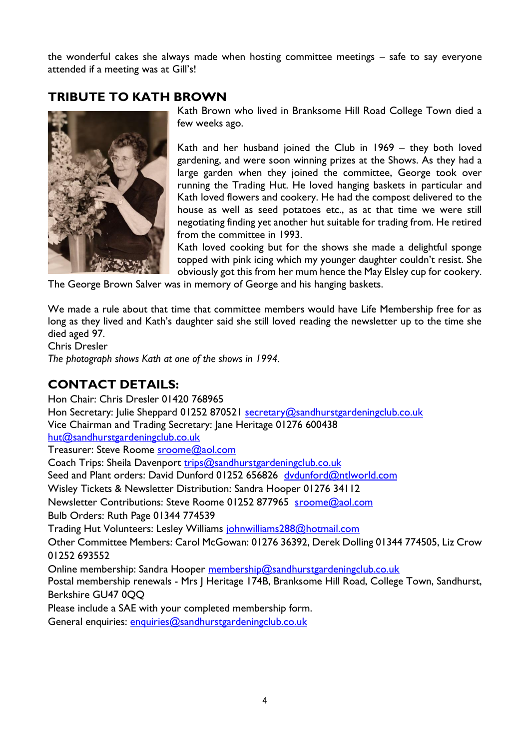the wonderful cakes she always made when hosting committee meetings – safe to say everyone attended if a meeting was at Gill's!

## TRIBUTE TO KATH BROWN

Kath Brown who lived in Branksome Hill Road College Town died a few weeks ago.

Kath and her husband joined the Club in 1969 – they both loved gardening, and were soon winning prizes at the Shows. As they had a large garden when they joined the committee, George took over running the Trading Hut. He loved hanging baskets in particular and Kath loved flowers and cookery. He had the compost delivered to the house as well as seed potatoes etc., as at that time we were still negotiating finding yet another hut suitable for trading from. He retired from the committee in 1993.

Kath loved cooking but for the shows she made a delightful sponge topped with pink icing which my younger daughter couldn't resist. She obviously got this from her mum hence the May Elsley cup for cookery. The George Brown Salver was in memory of George and his hanging baskets.

We made a rule about that time that committee members would have Life Membership free for as long as they lived and Kath's daughter said she still loved reading the newsletter up to the time she died aged 97.

Chris Dresler

*The photograph shows Kath at one of the shows in 1994.*

## CONTACT DETAILS:

Hon Chair: Chris Dresler 01420 768965

Hon Secretary: Julie Sheppard 01252 870521 secretary@sandhurstgardeningclub.co.uk

Vice Chairman and Trading Secretary: Jane Heritage 01276 600438 hut@sandhurstgardeningclub.co.uk

Treasurer: Steve Roome sroome@aol.com

Coach Trips: Sheila Davenport trips@sandhurstgardeningclub.co.uk

Seed and Plant orders: David Dunford 01252 656826 dvdunford@ntlworld.com

Wisley Tickets & Newsletter Distribution: Sandra Hooper 01276 34112

Newsletter Contributions: Steve Roome 01252 877965 sroome@aol.com

Bulb Orders: Ruth Page 01344 774539

Trading Hut Volunteers: Lesley Williams johnwilliams288@hotmail.com

Other Committee Members: Carol McGowan: 01276 36392, Derek Dolling 01344 774505, Liz Crow 01252 693552

Online membership: Sandra Hooper membership@sandhurstgardeningclub.co.uk

Postal membership renewals - Mrs J Heritage 174B, Branksome Hill Road, College Town, Sandhurst, Berkshire GU47 0QQ

Please include a SAE with your completed membership form.

General enquiries: enquiries@sandhurstgardeningclub.co.uk